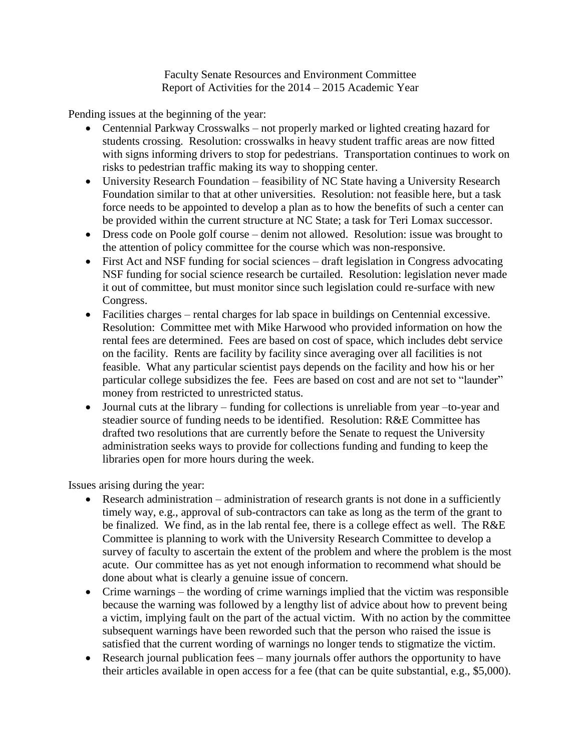# Faculty Senate Resources and Environment Committee
## Report of Activities for the 2014 – 2015 Academic Year

Pending issues at the beginning of the year:

- Centennial Parkway Crosswalks – not properly marked or lighted creating hazard for students crossing. Resolution: crosswalks in heavy student traffic areas are now fitted with signs informing drivers to stop for pedestrians. Transportation continues to work on risks to pedestrian traffic making its way to shopping center.
- University Research Foundation – feasibility of NC State having a University Research Foundation similar to that at other universities. Resolution: not feasible here, but a task force needs to be appointed to develop a plan as to how the benefits of such a center can be provided within the current structure at NC State; a task for Teri Lomax successor.
- Dress code on Poole golf course – denim not allowed. Resolution: issue was brought to the attention of policy committee for the course which was non-responsive.
- First Act and NSF funding for social sciences – draft legislation in Congress advocating NSF funding for social science research be curtailed. Resolution: legislation never made it out of committee, but must monitor since such legislation could re-surface with new Congress.
- Facilities charges – rental charges for lab space in buildings on Centennial excessive. Resolution: Committee met with Mike Harwood who provided information on how the rental fees are determined. Fees are based on cost of space, which includes debt service on the facility. Rents are facility by facility since averaging over all facilities is not feasible. What any particular scientist pays depends on the facility and how his or her particular college subsidizes the fee. Fees are based on cost and are not set to "launder" money from restricted to unrestricted status.
- Journal cuts at the library – funding for collections is unreliable from year –to-year and steadier source of funding needs to be identified. Resolution: R&E Committee has drafted two resolutions that are currently before the Senate to request the University administration seeks ways to provide for collections funding and funding to keep the libraries open for more hours during the week.

Issues arising during the year:

- Research administration – administration of research grants is not done in a sufficiently timely way, e.g., approval of sub-contractors can take as long as the term of the grant to be finalized. We find, as in the lab rental fee, there is a college effect as well. The R&E Committee is planning to work with the University Research Committee to develop a survey of faculty to ascertain the extent of the problem and where the problem is the most acute. Our committee has as yet not enough information to recommend what should be done about what is clearly a genuine issue of concern.
- Crime warnings – the wording of crime warnings implied that the victim was responsible because the warning was followed by a lengthy list of advice about how to prevent being a victim, implying fault on the part of the actual victim. With no action by the committee subsequent warnings have been reworded such that the person who raised the issue is satisfied that the current wording of warnings no longer tends to stigmatize the victim.
- Research journal publication fees – many journals offer authors the opportunity to have their articles available in open access for a fee (that can be quite substantial, e.g., $5,000).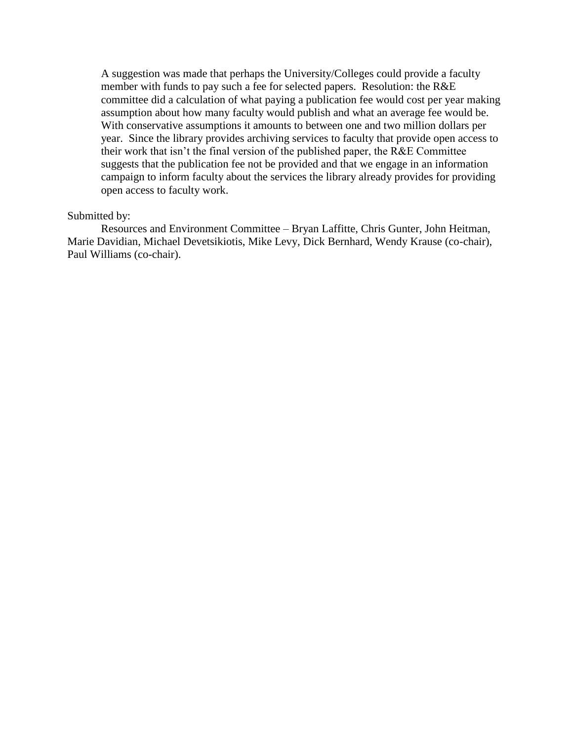A suggestion was made that perhaps the University/Colleges could provide a faculty member with funds to pay such a fee for selected papers. Resolution: the R&E committee did a calculation of what paying a publication fee would cost per year making assumption about how many faculty would publish and what an average fee would be. With conservative assumptions it amounts to between one and two million dollars per year. Since the library provides archiving services to faculty that provide open access to their work that isn't the final version of the published paper, the R&E Committee suggests that the publication fee not be provided and that we engage in an information campaign to inform faculty about the services the library already provides for providing open access to faculty work.

Submitted by:

Resources and Environment Committee – Bryan Laffitte, Chris Gunter, John Heitman, Marie Davidian, Michael Devetsikiotis, Mike Levy, Dick Bernhard, Wendy Krause (co-chair), Paul Williams (co-chair).